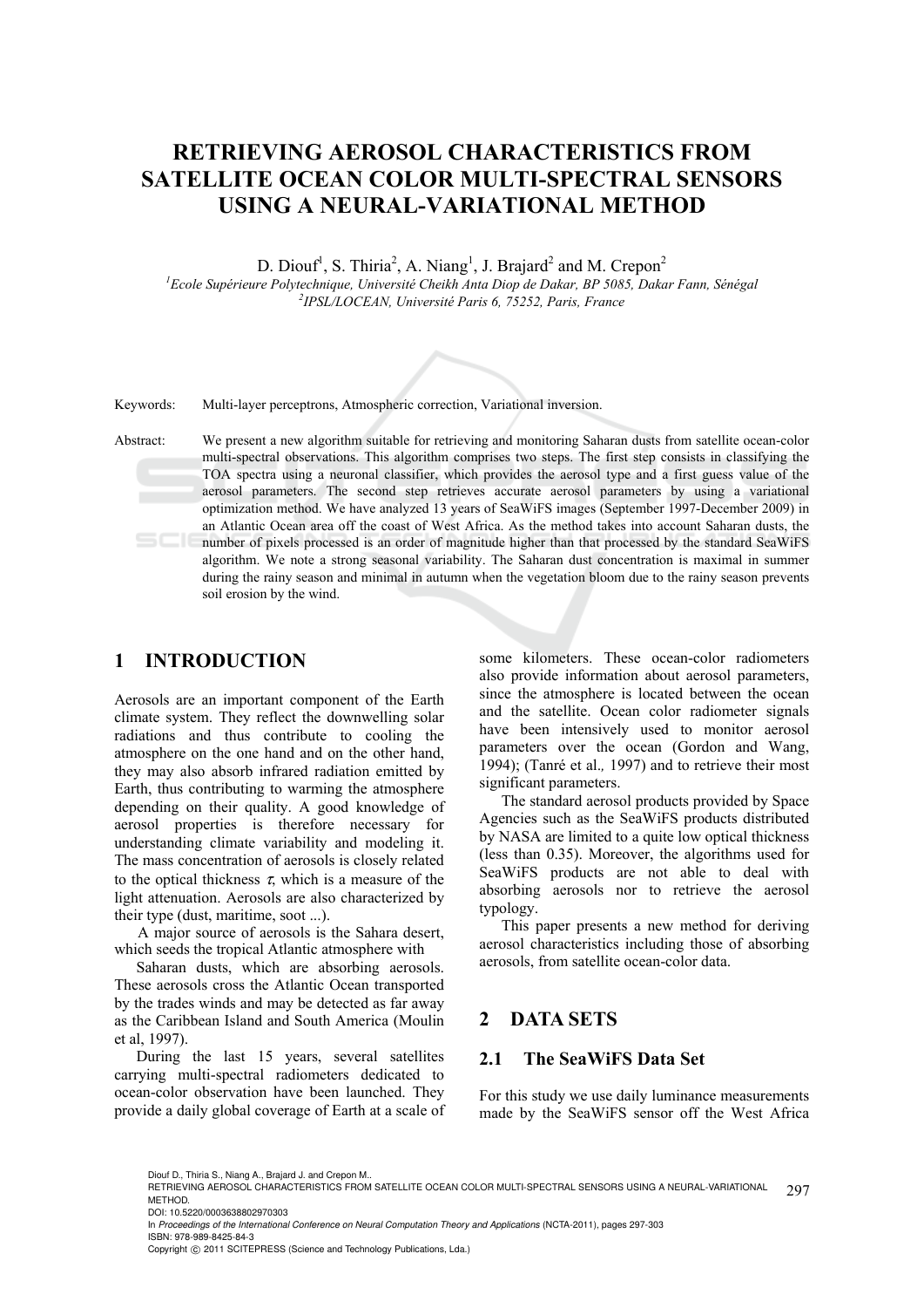# RETRIEVING AEROSOL CHARACTERISTICS FROM SATELLITE OCEAN COLOR MULTI-SPECTRAL SENSORS USING A NEURAL-VARIATIONAL METHOD

D. Diouf[1], S. Thiria[2], A. Niang[1], J. Brajard[2] and M. Crepon[2]

[1]*Ecole Supérieure Polytechnique, Université Cheikh Anta Diop de Dakar, BP 5085, Dakar Fann, Sénégal*
[2]*IPSL/LOCEAN, Université Paris 6, 75252, Paris, France*

Keywords: Multi-layer perceptrons, Atmospheric correction, Variational inversion.

Abstract: We present a new algorithm suitable for retrieving and monitoring Saharan dusts from satellite ocean-color multi-spectral observations. This algorithm comprises two steps. The first step consists in classifying the TOA spectra using a neuronal classifier, which provides the aerosol type and a first guess value of the aerosol parameters. The second step retrieves accurate aerosol parameters by using a variational optimization method. We have analyzed 13 years of SeaWiFS images (September 1997-December 2009) in an Atlantic Ocean area off the coast of West Africa. As the method takes into account Saharan dusts, the number of pixels processed is an order of magnitude higher than that processed by the standard SeaWiFS algorithm. We note a strong seasonal variability. The Saharan dust concentration is maximal in summer during the rainy season and minimal in autumn when the vegetation bloom due to the rainy season prevents soil erosion by the wind.

## 1 INTRODUCTION

Aerosols are an important component of the Earth climate system. They reflect the downwelling solar radiations and thus contribute to cooling the atmosphere on the one hand and on the other hand, they may also absorb infrared radiation emitted by Earth, thus contributing to warming the atmosphere depending on their quality. A good knowledge of aerosol properties is therefore necessary for understanding climate variability and modeling it. The mass concentration of aerosols is closely related to the optical thickness $\tau$, which is a measure of the light attenuation. Aerosols are also characterized by their type (dust, maritime, soot ...).

A major source of aerosols is the Sahara desert, which seeds the tropical Atlantic atmosphere with Saharan dusts, which are absorbing aerosols. These aerosols cross the Atlantic Ocean transported by the trades winds and may be detected as far away as the Caribbean Island and South America (Moulin et al, 1997).

During the last 15 years, several satellites carrying multi-spectral radiometers dedicated to ocean-color observation have been launched. They provide a daily global coverage of Earth at a scale of some kilometers. These ocean-color radiometers also provide information about aerosol parameters, since the atmosphere is located between the ocean and the satellite. Ocean color radiometer signals have been intensively used to monitor aerosol parameters over the ocean (Gordon and Wang, 1994); (Tanré et al., 1997) and to retrieve their most significant parameters.

The standard aerosol products provided by Space Agencies such as the SeaWiFS products distributed by NASA are limited to a quite low optical thickness (less than 0.35). Moreover, the algorithms used for SeaWiFS products are not able to deal with absorbing aerosols nor to retrieve the aerosol typology.

This paper presents a new method for deriving aerosol characteristics including those of absorbing aerosols, from satellite ocean-color data.

## 2 DATA SETS

### 2.1 The SeaWiFS Data Set

For this study we use daily luminance measurements made by the SeaWiFS sensor off the West Africa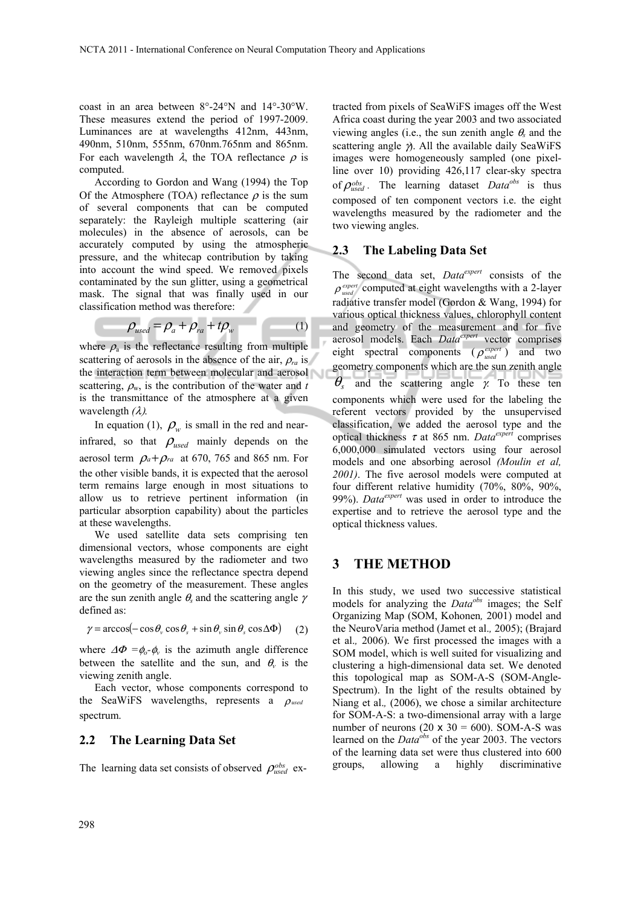coast in an area between 8°-24°N and 14°-30°W. These measures extend the period of 1997-2009. Luminances are at wavelengths 412nm, 443nm, 490nm, 510nm, 555nm, 670nm.765nm and 865nm. For each wavelength $\lambda$, the TOA reflectance $\rho$ is computed.

According to Gordon and Wang (1994) the Top Of the Atmosphere (TOA) reflectance $\rho$ is the sum of several components that can be computed separately: the Rayleigh multiple scattering (air molecules) in the absence of aerosols, can be accurately computed by using the atmospheric pressure, and the whitecap contribution by taking into account the wind speed. We removed pixels contaminated by the sun glitter, using a geometrical mask. The signal that was finally used in our classification method was therefore:

$$\rho_{used} = \rho_a + \rho_{ra} + t\rho_w \tag{1}$$

where $\rho_a$ is the reflectance resulting from multiple scattering of aerosols in the absence of the air, $\rho_{ra}$ is the interaction term between molecular and aerosol scattering, $\rho_w$, is the contribution of the water and $t$ is the transmittance of the atmosphere at a given wavelength *($\lambda$)*.

In equation (1), $\rho_w$ is small in the red and near-infrared, so that $\rho_{used}$ mainly depends on the aerosol term $\rho_a+\rho_{ra}$ at 670, 765 and 865 nm. For the other visible bands, it is expected that the aerosol term remains large enough in most situations to allow us to retrieve pertinent information (in particular absorption capability) about the particles at these wavelengths.

We used satellite data sets comprising ten dimensional vectors, whose components are eight wavelengths measured by the radiometer and two viewing angles since the reflectance spectra depend on the geometry of the measurement. These angles are the sun zenith angle $\theta_s$ and the scattering angle $\gamma$ defined as:

$$\gamma = \arccos\left(-\cos\theta_v \cos\theta_s + \sin\theta_v \sin\theta_s \cos\Delta\Phi\right) \tag{2}$$

where $\Delta\Phi = \phi_o - \phi_v$ is the azimuth angle difference between the satellite and the sun, and $\theta_v$ is the viewing zenith angle.

Each vector, whose components correspond to the SeaWiFS wavelengths, represents a $\rho_{used}$ spectrum.

## 2.2 The Learning Data Set

The learning data set consists of observed $\rho_{used}^{obs}$ extracted from pixels of SeaWiFS images off the West Africa coast during the year 2003 and two associated viewing angles (i.e., the sun zenith angle $\theta_s$ and the scattering angle $\gamma$). All the available daily SeaWiFS images were homogeneously sampled (one pixel-line over 10) providing 426,117 clear-sky spectra of $\rho_{used}^{obs}$. The learning dataset $Data^{obs}$ is thus composed of ten component vectors i.e. the eight wavelengths measured by the radiometer and the two viewing angles.

## 2.3 The Labeling Data Set

The second data set, $Data^{expert}$ consists of the $\rho_{used}^{expert}$ computed at eight wavelengths with a 2-layer radiative transfer model (Gordon & Wang, 1994) for various optical thickness values, chlorophyll content and geometry of the measurement and for five aerosol models. Each $Data^{expert}$ vector comprises eight spectral components ($\rho_{used}^{expert}$) and two geometry components which are the sun zenith angle $\theta_s$ and the scattering angle $\gamma$. To these ten components which were used for the labeling the referent vectors provided by the unsupervised classification, we added the aerosol type and the optical thickness $\tau$ at 865 nm. $Data^{expert}$ comprises 6,000,000 simulated vectors using four aerosol models and one absorbing aerosol *(Moulin et al, 2001)*. The five aerosol models were computed at four different relative humidity (70%, 80%, 90%, 99%). $Data^{expert}$ was used in order to introduce the expertise and to retrieve the aerosol type and the optical thickness values.

# 3 THE METHOD

In this study, we used two successive statistical models for analyzing the $Data^{obs}$ images; the Self Organizing Map (SOM, Kohonen*,* 2001) model and the NeuroVaria method (Jamet et al.*,* 2005); (Brajard et al.*,* 2006). We first processed the images with a SOM model, which is well suited for visualizing and clustering a high-dimensional data set. We denoted this topological map as SOM-A-S (SOM-Angle-Spectrum). In the light of the results obtained by Niang et al.*,* (2006), we chose a similar architecture for SOM-A-S: a two-dimensional array with a large number of neurons (20 x 30 = 600). SOM-A-S was learned on the $Data^{obs}$ of the year 2003. The vectors of the learning data set were thus clustered into 600 groups, allowing a highly discriminative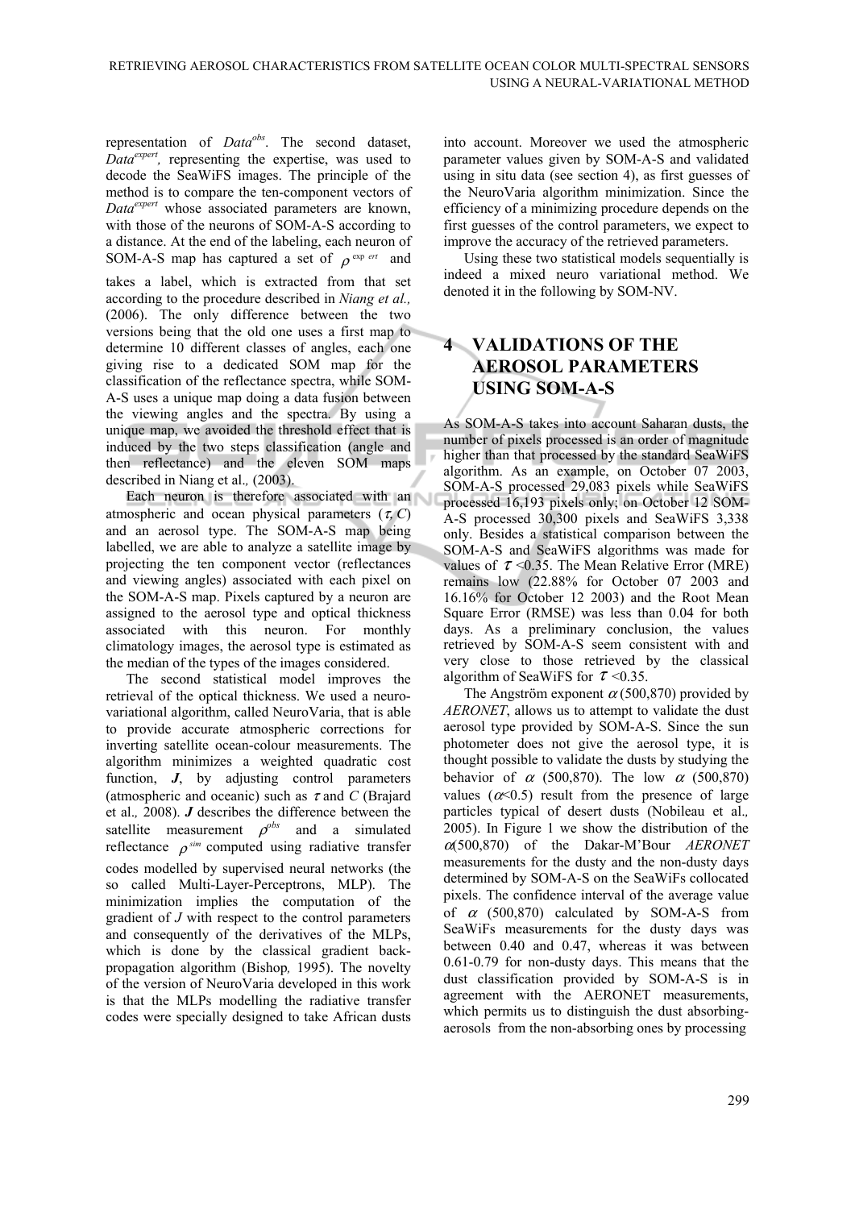representation of $Data^{obs}$. The second dataset, $Data^{expert}$, representing the expertise, was used to decode the SeaWiFS images. The principle of the method is to compare the ten-component vectors of $Data^{expert}$ whose associated parameters are known, with those of the neurons of SOM-A-S according to a distance. At the end of the labeling, each neuron of SOM-A-S map has captured a set of $\rho^{expert}$ and takes a label, which is extracted from that set according to the procedure described in *Niang et al.,* (2006). The only difference between the two versions being that the old one uses a first map to determine 10 different classes of angles, each one giving rise to a dedicated SOM map for the classification of the reflectance spectra, while SOM-A-S uses a unique map doing a data fusion between the viewing angles and the spectra. By using a unique map, we avoided the threshold effect that is induced by the two steps classification (angle and then reflectance) and the eleven SOM maps described in Niang et al*.,* (2003).

Each neuron is therefore associated with an atmospheric and ocean physical parameters ($\tau$, $C$) and an aerosol type. The SOM-A-S map being labelled, we are able to analyze a satellite image by projecting the ten component vector (reflectances and viewing angles) associated with each pixel on the SOM-A-S map. Pixels captured by a neuron are assigned to the aerosol type and optical thickness associated with this neuron. For monthly climatology images, the aerosol type is estimated as the median of the types of the images considered.

The second statistical model improves the retrieval of the optical thickness. We used a neuro-variational algorithm, called NeuroVaria, that is able to provide accurate atmospheric corrections for inverting satellite ocean-colour measurements. The algorithm minimizes a weighted quadratic cost function, $\boldsymbol{J}$, by adjusting control parameters (atmospheric and oceanic) such as $\tau$ and $C$ (Brajard et al*.,* 2008). $\boldsymbol{J}$ describes the difference between the satellite measurement $\rho^{obs}$ and a simulated reflectance $\rho^{sim}$ computed using radiative transfer codes modelled by supervised neural networks (the so called Multi-Layer-Perceptrons, MLP). The minimization implies the computation of the gradient of $J$ with respect to the control parameters and consequently of the derivatives of the MLPs, which is done by the classical gradient back-propagation algorithm (Bishop*,* 1995). The novelty of the version of NeuroVaria developed in this work is that the MLPs modelling the radiative transfer codes were specially designed to take African dusts into account. Moreover we used the atmospheric parameter values given by SOM-A-S and validated using in situ data (see section 4), as first guesses of the NeuroVaria algorithm minimization. Since the efficiency of a minimizing procedure depends on the first guesses of the control parameters, we expect to improve the accuracy of the retrieved parameters.

Using these two statistical models sequentially is indeed a mixed neuro variational method. We denoted it in the following by SOM-NV.

# 4 VALIDATIONS OF THE AEROSOL PARAMETERS USING SOM-A-S

As SOM-A-S takes into account Saharan dusts, the number of pixels processed is an order of magnitude higher than that processed by the standard SeaWiFS algorithm. As an example, on October 07 2003, SOM-A-S processed 29,083 pixels while SeaWiFS processed 16,193 pixels only; on October 12 SOM-A-S processed 30,300 pixels and SeaWiFS 3,338 only. Besides a statistical comparison between the SOM-A-S and SeaWiFS algorithms was made for values of $\tau$ <0.35. The Mean Relative Error (MRE) remains low (22.88% for October 07 2003 and 16.16% for October 12 2003) and the Root Mean Square Error (RMSE) was less than 0.04 for both days. As a preliminary conclusion, the values retrieved by SOM-A-S seem consistent with and very close to those retrieved by the classical algorithm of SeaWiFS for $\tau$ <0.35.

The Angström exponent $\alpha$(500,870) provided by *AERONET*, allows us to attempt to validate the dust aerosol type provided by SOM-A-S. Since the sun photometer does not give the aerosol type, it is thought possible to validate the dusts by studying the behavior of $\alpha$ (500,870). The low $\alpha$ (500,870) values ($\alpha$<0.5) result from the presence of large particles typical of desert dusts (Nobileau et al*.,* 2005). In Figure 1 we show the distribution of the $\alpha$(500,870) of the Dakar-M'Bour *AERONET* measurements for the dusty and the non-dusty days determined by SOM-A-S on the SeaWiFs collocated pixels. The confidence interval of the average value of $\alpha$ (500,870) calculated by SOM-A-S from SeaWiFs measurements for the dusty days was between 0.40 and 0.47, whereas it was between 0.61-0.79 for non-dusty days. This means that the dust classification provided by SOM-A-S is in agreement with the AERONET measurements, which permits us to distinguish the dust absorbing-aerosols from the non-absorbing ones by processing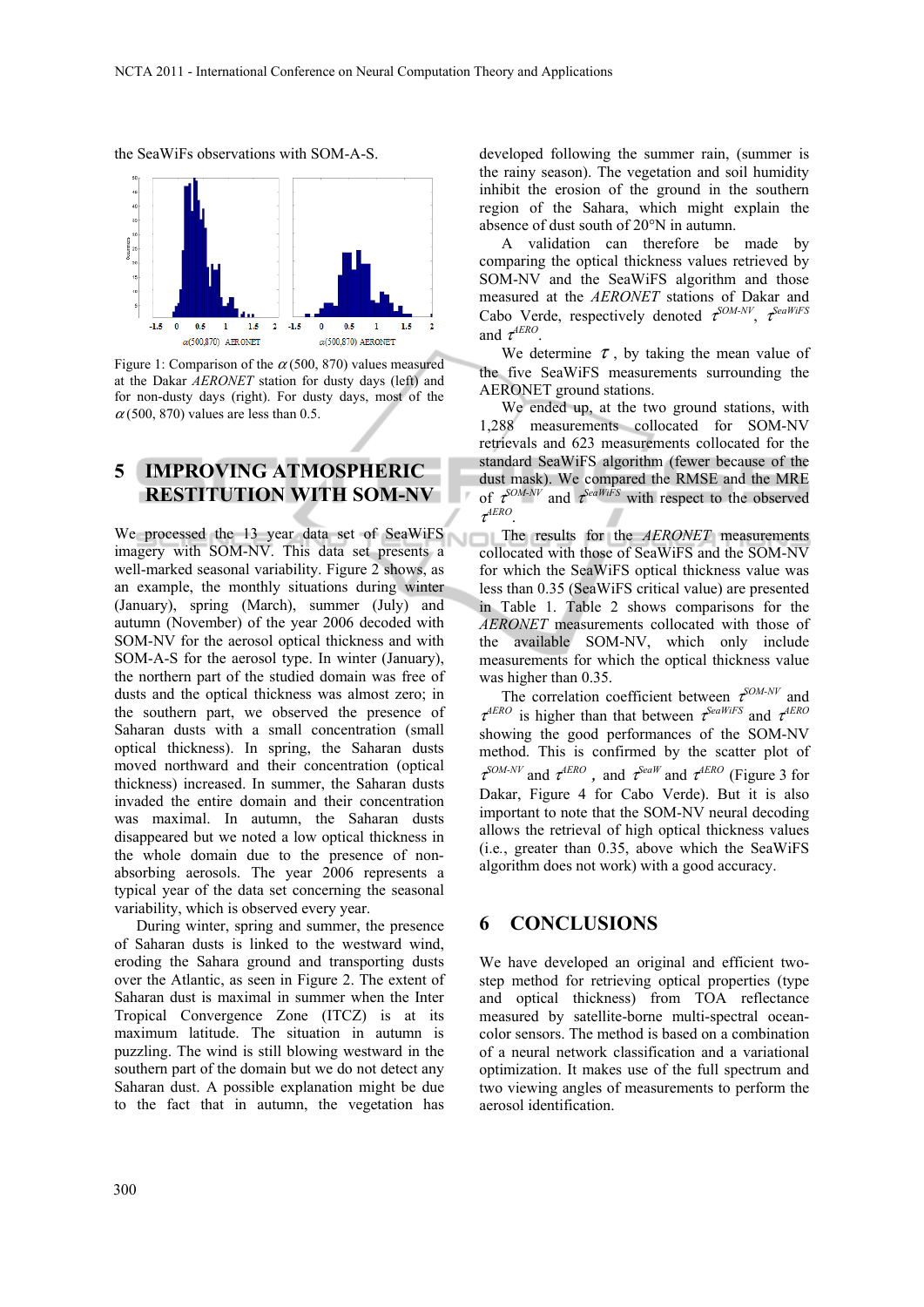the SeaWiFs observations with SOM-A-S.

Figure 1: Comparison of the $\alpha$(500, 870) values measured at the Dakar *AERONET* station for dusty days (left) and for non-dusty days (right). For dusty days, most of the $\alpha$(500, 870) values are less than 0.5.

## 5 IMPROVING ATMOSPHERIC RESTITUTION WITH SOM-NV

We processed the 13 year data set of SeaWiFS imagery with SOM-NV. This data set presents a well-marked seasonal variability. Figure 2 shows, as an example, the monthly situations during winter (January), spring (March), summer (July) and autumn (November) of the year 2006 decoded with SOM-NV for the aerosol optical thickness and with SOM-A-S for the aerosol type. In winter (January), the northern part of the studied domain was free of dusts and the optical thickness was almost zero; in the southern part, we observed the presence of Saharan dusts with a small concentration (small optical thickness). In spring, the Saharan dusts moved northward and their concentration (optical thickness) increased. In summer, the Saharan dusts invaded the entire domain and their concentration was maximal. In autumn, the Saharan dusts disappeared but we noted a low optical thickness in the whole domain due to the presence of non-absorbing aerosols. The year 2006 represents a typical year of the data set concerning the seasonal variability, which is observed every year.

During winter, spring and summer, the presence of Saharan dusts is linked to the westward wind, eroding the Sahara ground and transporting dusts over the Atlantic, as seen in Figure 2. The extent of Saharan dust is maximal in summer when the Inter Tropical Convergence Zone (ITCZ) is at its maximum latitude. The situation in autumn is puzzling. The wind is still blowing westward in the southern part of the domain but we do not detect any Saharan dust. A possible explanation might be due to the fact that in autumn, the vegetation has developed following the summer rain, (summer is the rainy season). The vegetation and soil humidity inhibit the erosion of the ground in the southern region of the Sahara, which might explain the absence of dust south of 20°N in autumn.

A validation can therefore be made by comparing the optical thickness values retrieved by SOM-NV and the SeaWiFS algorithm and those measured at the *AERONET* stations of Dakar and Cabo Verde, respectively denoted $\tau^{SOM\text{-}NV}$, $\tau^{SeaWiFS}$ and $\tau^{AERO}$.

We determine $\tau$, by taking the mean value of the five SeaWiFS measurements surrounding the AERONET ground stations.

We ended up, at the two ground stations, with 1,288 measurements collocated for SOM-NV retrievals and 623 measurements collocated for the standard SeaWiFS algorithm (fewer because of the dust mask). We compared the RMSE and the MRE of $\tau^{SOM\text{-}NV}$ and $\tau^{SeaWiFS}$ with respect to the observed $\tau^{AERO}$.

The results for the *AERONET* measurements collocated with those of SeaWiFS and the SOM-NV for which the SeaWiFS optical thickness value was less than 0.35 (SeaWiFS critical value) are presented in Table 1. Table 2 shows comparisons for the *AERONET* measurements collocated with those of the available SOM-NV, which only include measurements for which the optical thickness value was higher than 0.35.

The correlation coefficient between $\tau^{SOM\text{-}NV}$ and $\tau^{AERO}$ is higher than that between $\tau^{SeaWiFS}$ and $\tau^{AERO}$ showing the good performances of the SOM-NV method. This is confirmed by the scatter plot of $\tau^{SOM\text{-}NV}$ and $\tau^{AERO}$, and $\tau^{SeaW}$ and $\tau^{AERO}$ (Figure 3 for Dakar, Figure 4 for Cabo Verde). But it is also important to note that the SOM-NV neural decoding allows the retrieval of high optical thickness values (i.e., greater than 0.35, above which the SeaWiFS algorithm does not work) with a good accuracy.

## 6 CONCLUSIONS

We have developed an original and efficient two-step method for retrieving optical properties (type and optical thickness) from TOA reflectance measured by satellite-borne multi-spectral ocean-color sensors. The method is based on a combination of a neural network classification and a variational optimization. It makes use of the full spectrum and two viewing angles of measurements to perform the aerosol identification.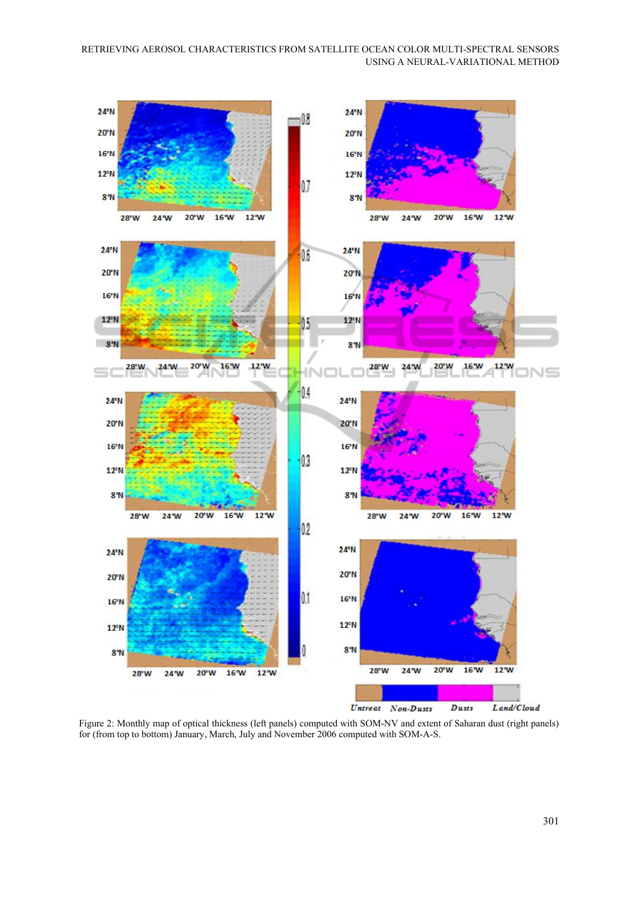Figure 2: Monthly map of optical thickness (left panels) computed with SOM-NV and extent of Saharan dust (right panels) for (from top to bottom) January, March, July and November 2006 computed with SOM-A-S.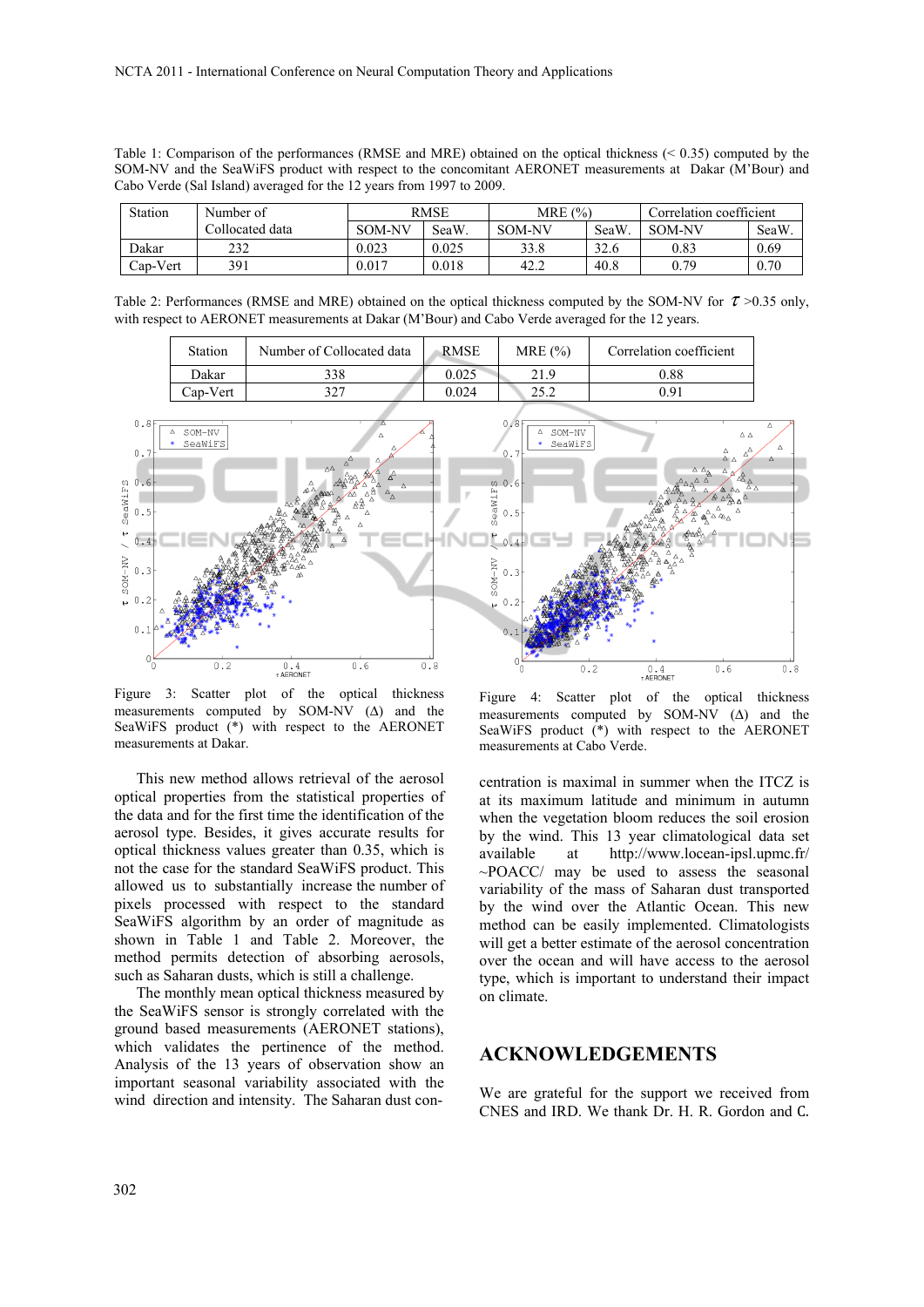Table 1: Comparison of the performances (RMSE and MRE) obtained on the optical thickness (< 0.35) computed by the SOM-NV and the SeaWiFS product with respect to the concomitant AERONET measurements at Dakar (M'Bour) and Cabo Verde (Sal Island) averaged for the 12 years from 1997 to 2009.

| Station | Number of Collocated data | RMSE | | MRE (%) | | Correlation coefficient | |
|---|---|---|---|---|---|---|---|
| | | SOM-NV | SeaW. | SOM-NV | SeaW. | SOM-NV | SeaW. |
| Dakar | 232 | 0.023 | 0.025 | 33.8 | 32.6 | 0.83 | 0.69 |
| Cap-Vert | 391 | 0.017 | 0.018 | 42.2 | 40.8 | 0.79 | 0.70 |

Table 2: Performances (RMSE and MRE) obtained on the optical thickness computed by the SOM-NV for $\tau$ >0.35 only, with respect to AERONET measurements at Dakar (M'Bour) and Cabo Verde averaged for the 12 years.

| Station | Number of Collocated data | RMSE | MRE (%) | Correlation coefficient |
|---|---|---|---|---|
| Dakar | 338 | 0.025 | 21.9 | 0.88 |
| Cap-Vert | 327 | 0.024 | 25.2 | 0.91 |

Figure 3: Scatter plot of the optical thickness measurements computed by SOM-NV (Δ) and the SeaWiFS product (*) with respect to the AERONET measurements at Dakar.

Figure 4: Scatter plot of the optical thickness measurements computed by SOM-NV (Δ) and the SeaWiFS product (*) with respect to the AERONET measurements at Cabo Verde.

This new method allows retrieval of the aerosol optical properties from the statistical properties of the data and for the first time the identification of the aerosol type. Besides, it gives accurate results for optical thickness values greater than 0.35, which is not the case for the standard SeaWiFS product. This allowed us to substantially increase the number of pixels processed with respect to the standard SeaWiFS algorithm by an order of magnitude as shown in Table 1 and Table 2. Moreover, the method permits detection of absorbing aerosols, such as Saharan dusts, which is still a challenge.

The monthly mean optical thickness measured by the SeaWiFS sensor is strongly correlated with the ground based measurements (AERONET stations), which validates the pertinence of the method. Analysis of the 13 years of observation show an important seasonal variability associated with the wind direction and intensity. The Saharan dust concentration is maximal in summer when the ITCZ is at its maximum latitude and minimum in autumn when the vegetation bloom reduces the soil erosion by the wind. This 13 year climatological data set available at http://www.locean-ipsl.upmc.fr/~POACC/ may be used to assess the seasonal variability of the mass of Saharan dust transported by the wind over the Atlantic Ocean. This new method can be easily implemented. Climatologists will get a better estimate of the aerosol concentration over the ocean and will have access to the aerosol type, which is important to understand their impact on climate.

# ACKNOWLEDGEMENTS

We are grateful for the support we received from CNES and IRD. We thank Dr. H. R. Gordon and C.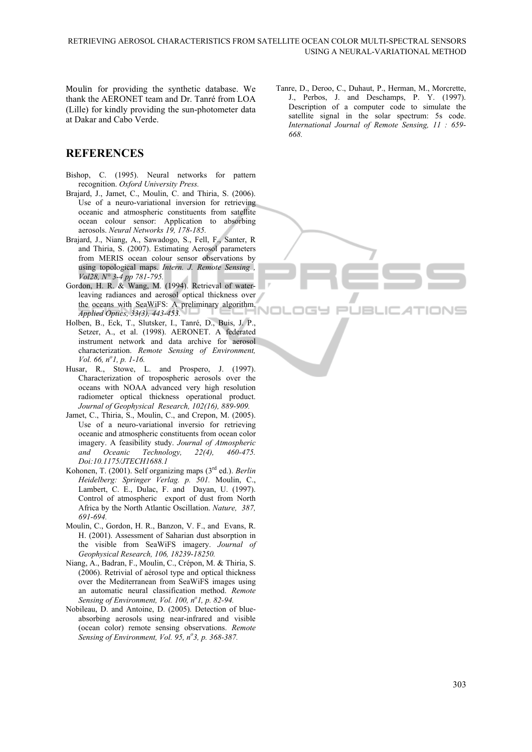Moulin for providing the synthetic database. We thank the AERONET team and Dr. Tanré from LOA (Lille) for kindly providing the sun-photometer data at Dakar and Cabo Verde.

## REFERENCES

Bishop, C. (1995). Neural networks for pattern recognition. *Oxford University Press.*

Brajard, J., Jamet, C., Moulin, C. and Thiria, S. (2006). Use of a neuro-variational inversion for retrieving oceanic and atmospheric constituents from satellite ocean colour sensor: Application to absorbing aerosols. *Neural Networks 19, 178-185.*

Brajard, J., Niang, A., Sawadogo, S., Fell, F., Santer, R and Thiria, S. (2007). Estimating Aerosol parameters from MERIS ocean colour sensor observations by using topological maps. *Intern. J. Remote Sensing , Vol28, N° 3-4 pp 781-795.*

Gordon, H. R. & Wang, M. (1994). Retrieval of water-leaving radiances and aerosol optical thickness over the oceans with SeaWiFS: A preliminary algorithm. *Applied Optics, 33(3), 443-453.*

Holben, B., Eck, T., Slutsker, I., Tanré, D., Buis, J. P., Setzer, A., et al. (1998). AERONET. A federated instrument network and data archive for aerosol characterization. *Remote Sensing of Environment, Vol. 66, n°1, p. 1-16.*

Husar, R., Stowe, L. and Prospero, J. (1997). Characterization of tropospheric aerosols over the oceans with NOAA advanced very high resolution radiometer optical thickness operational product. *Journal of Geophysical Research, 102(16), 889-909.*

Jamet, C., Thiria, S., Moulin, C., and Crepon, M. (2005). Use of a neuro-variational inversio for retrieving oceanic and atmospheric constituents from ocean color imagery. A feasibility study. *Journal of Atmospheric and Oceanic Technology, 22(4), 460-475. Doi:10.1175/JTECH1688.1*

Kohonen, T. (2001). Self organizing maps (3rd ed.). *Berlin Heidelberg: Springer Verlag. p. 501.* Moulin, C., Lambert, C. E., Dulac, F. and Dayan, U. (1997). Control of atmospheric export of dust from North Africa by the North Atlantic Oscillation. *Nature, 387, 691-694.*

Moulin, C., Gordon, H. R., Banzon, V. F., and Evans, R. H. (2001). Assessment of Saharian dust absorption in the visible from SeaWiFS imagery. *Journal of Geophysical Research, 106, 18239-18250.*

Niang, A., Badran, F., Moulin, C., Crépon, M. & Thiria, S. (2006). Retrivial of aérosol type and optical thickness over the Mediterranean from SeaWiFS images using an automatic neural classification method. *Remote Sensing of Environment, Vol. 100, n°1, p. 82-94.*

Nobileau, D. and Antoine, D. (2005). Detection of blue-absorbing aerosols using near-infrared and visible (ocean color) remote sensing observations. *Remote Sensing of Environment, Vol. 95, n°3, p. 368-387.*

Tanre, D., Deroo, C., Duhaut, P., Herman, M., Morcrette, J., Perbos, J. and Deschamps, P. Y. (1997). Description of a computer code to simulate the satellite signal in the solar spectrum: 5s code. *International Journal of Remote Sensing, 11 : 659-668.*